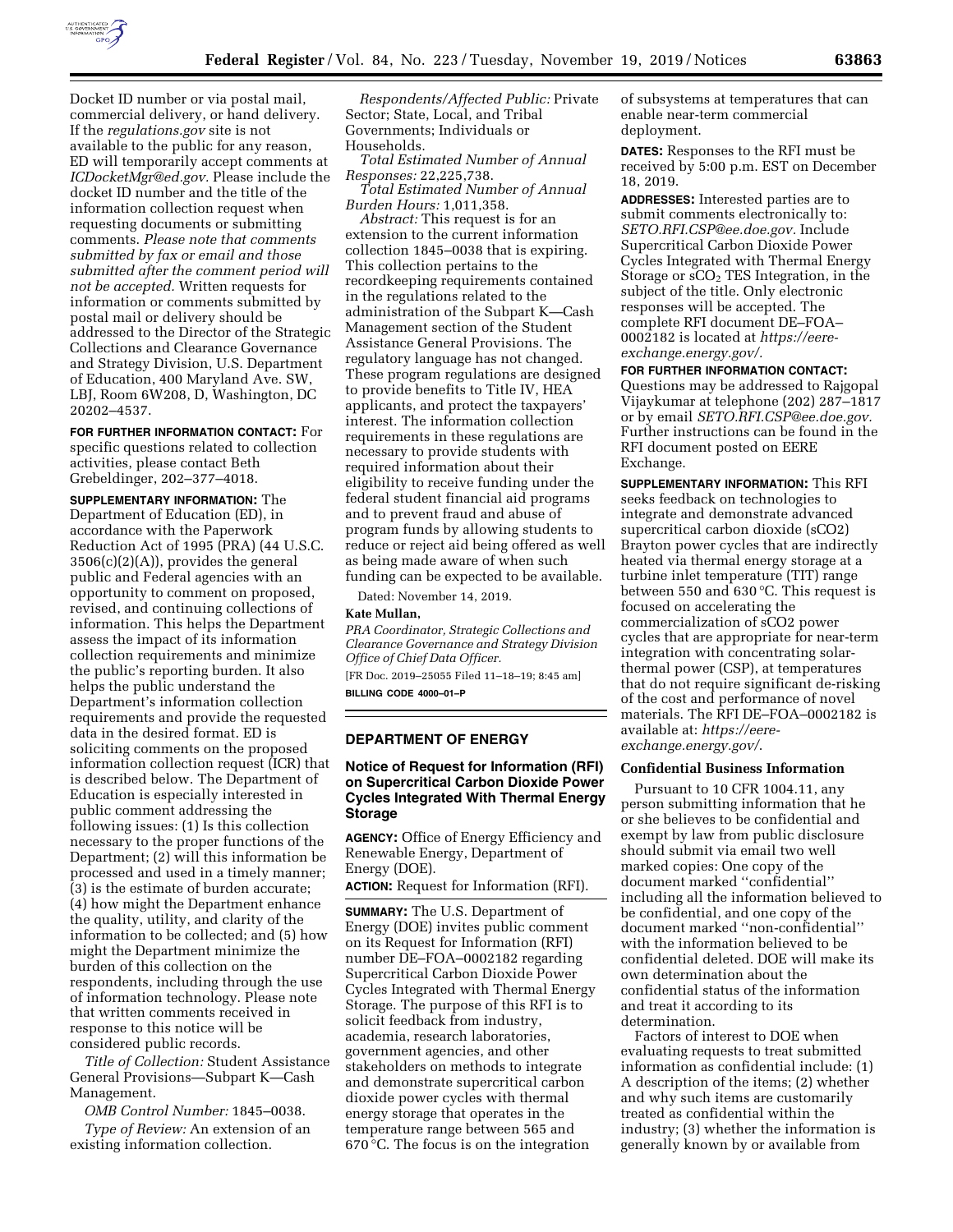Docket ID number or via postal mail, commercial delivery, or hand delivery. If the *regulations.gov* site is not available to the public for any reason, ED will temporarily accept comments at *ICDocketMgr@ed.gov*. Please include the docket ID number and the title of the information collection request when requesting documents or submitting comments. *Please note that comments submitted by fax or email and those submitted after the comment period will not be accepted.* Written requests for information or comments submitted by postal mail or delivery should be addressed to the Director of the Strategic Collections and Clearance Governance and Strategy Division, U.S. Department of Education, 400 Maryland Ave. SW, LBJ, Room 6W208, D, Washington, DC 20202–4537.

**FOR FURTHER INFORMATION CONTACT:** For specific questions related to collection activities, please contact Beth Grebeldinger, 202–377–4018.

**SUPPLEMENTARY INFORMATION:** The Department of Education (ED), in accordance with the Paperwork Reduction Act of 1995 (PRA) (44 U.S.C. 3506(c)(2)(A)), provides the general public and Federal agencies with an opportunity to comment on proposed, revised, and continuing collections of information. This helps the Department assess the impact of its information collection requirements and minimize the public's reporting burden. It also helps the public understand the Department's information collection requirements and provide the requested data in the desired format. ED is soliciting comments on the proposed information collection request (ICR) that is described below. The Department of Education is especially interested in public comment addressing the following issues: (1) Is this collection necessary to the proper functions of the Department; (2) will this information be processed and used in a timely manner; (3) is the estimate of burden accurate; (4) how might the Department enhance the quality, utility, and clarity of the information to be collected; and (5) how might the Department minimize the burden of this collection on the respondents, including through the use of information technology. Please note that written comments received in response to this notice will be considered public records.

*Title of Collection:* Student Assistance General Provisions—Subpart K—Cash Management.

*OMB Control Number:* 1845–0038.

*Type of Review:* An extension of an existing information collection.

*Respondents/Affected Public:* Private Sector; State, Local, and Tribal Governments; Individuals or Households.

*Total Estimated Number of Annual Responses:* 22,225,738.

*Total Estimated Number of Annual Burden Hours:* 1,011,358.

*Abstract:* This request is for an extension to the current information collection 1845–0038 that is expiring. This collection pertains to the recordkeeping requirements contained in the regulations related to the administration of the Subpart K—Cash Management section of the Student Assistance General Provisions. The regulatory language has not changed. These program regulations are designed to provide benefits to Title IV, HEA applicants, and protect the taxpayers' interest. The information collection requirements in these regulations are necessary to provide students with required information about their eligibility to receive funding under the federal student financial aid programs and to prevent fraud and abuse of program funds by allowing students to reduce or reject aid being offered as well as being made aware of when such funding can be expected to be available.

Dated: November 14, 2019.

**Kate Mullan,**

*PRA Coordinator, Strategic Collections and Clearance Governance and Strategy Division Office of Chief Data Officer.*

[FR Doc. 2019–25055 Filed 11–18–19; 8:45 am]

**BILLING CODE 4000–01–P**

## DEPARTMENT OF ENERGY

### Notice of Request for Information (RFI) on Supercritical Carbon Dioxide Power Cycles Integrated With Thermal Energy Storage

**AGENCY:** Office of Energy Efficiency and Renewable Energy, Department of Energy (DOE).

**ACTION:** Request for Information (RFI).

**SUMMARY:** The U.S. Department of Energy (DOE) invites public comment on its Request for Information (RFI) number DE–FOA–0002182 regarding Supercritical Carbon Dioxide Power Cycles Integrated with Thermal Energy Storage. The purpose of this RFI is to solicit feedback from industry, academia, research laboratories, government agencies, and other stakeholders on methods to integrate and demonstrate supercritical carbon dioxide power cycles with thermal energy storage that operates in the temperature range between 565 and 670 °C. The focus is on the integration of subsystems at temperatures that can enable near-term commercial deployment.

**DATES:** Responses to the RFI must be received by 5:00 p.m. EST on December 18, 2019.

**ADDRESSES:** Interested parties are to submit comments electronically to: *SETO.RFI.CSP@ee.doe.gov.* Include Supercritical Carbon Dioxide Power Cycles Integrated with Thermal Energy Storage or $sCO_2$ TES Integration, in the subject of the title. Only electronic responses will be accepted. The complete RFI document DE–FOA–0002182 is located at *https://eere-exchange.energy.gov/.*

**FOR FURTHER INFORMATION CONTACT:** Questions may be addressed to Rajgopal Vijaykumar at telephone (202) 287–1817 or by email *SETO.RFI.CSP@ee.doe.gov.* Further instructions can be found in the RFI document posted on EERE Exchange.

**SUPPLEMENTARY INFORMATION:** This RFI seeks feedback on technologies to integrate and demonstrate advanced supercritical carbon dioxide (sCO2) Brayton power cycles that are indirectly heated via thermal energy storage at a turbine inlet temperature (TIT) range between 550 and 630 °C. This request is focused on accelerating the commercialization of sCO2 power cycles that are appropriate for near-term integration with concentrating solar-thermal power (CSP), at temperatures that do not require significant de-risking of the cost and performance of novel materials. The RFI DE–FOA–0002182 is available at: *https://eere-exchange.energy.gov/.*

#### Confidential Business Information

Pursuant to 10 CFR 1004.11, any person submitting information that he or she believes to be confidential and exempt by law from public disclosure should submit via email two well marked copies: One copy of the document marked ''confidential'' including all the information believed to be confidential, and one copy of the document marked ''non-confidential'' with the information believed to be confidential deleted. DOE will make its own determination about the confidential status of the information and treat it according to its determination.

Factors of interest to DOE when evaluating requests to treat submitted information as confidential include: (1) A description of the items; (2) whether and why such items are customarily treated as confidential within the industry; (3) whether the information is generally known by or available from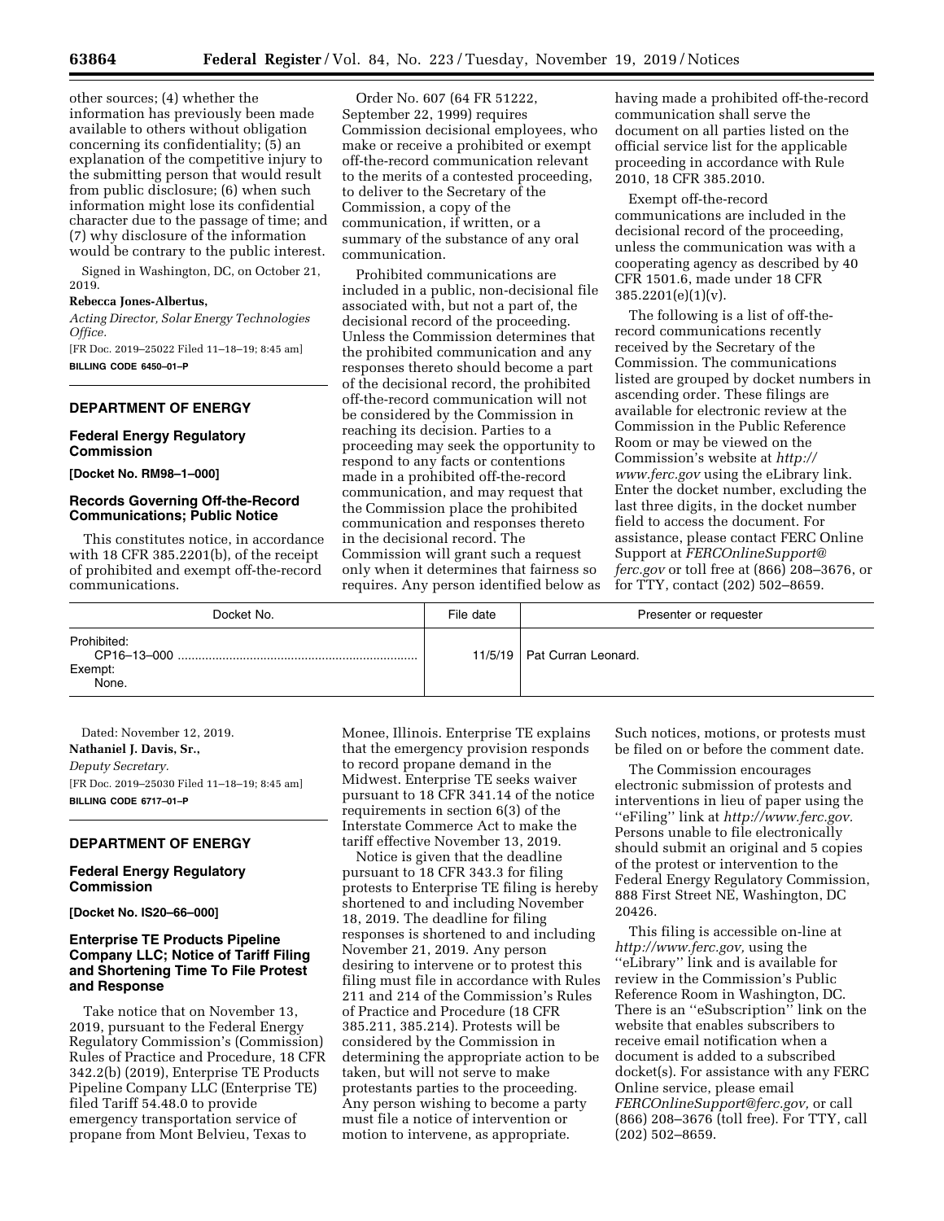other sources; (4) whether the information has previously been made available to others without obligation concerning its confidentiality; (5) an explanation of the competitive injury to the submitting person that would result from public disclosure; (6) when such information might lose its confidential character due to the passage of time; and (7) why disclosure of the information would be contrary to the public interest.

Signed in Washington, DC, on October 21, 2019.

**Rebecca Jones-Albertus,**

*Acting Director, Solar Energy Technologies Office.*

[FR Doc. 2019–25022 Filed 11–18–19; 8:45 am]

**BILLING CODE 6450–01–P**

## DEPARTMENT OF ENERGY

### Federal Energy Regulatory Commission

**[Docket No. RM98–1–000]**

### Records Governing Off-the-Record Communications; Public Notice

This constitutes notice, in accordance with 18 CFR 385.2201(b), of the receipt of prohibited and exempt off-the-record communications.

Order No. 607 (64 FR 51222, September 22, 1999) requires Commission decisional employees, who make or receive a prohibited or exempt off-the-record communication relevant to the merits of a contested proceeding, to deliver to the Secretary of the Commission, a copy of the communication, if written, or a summary of the substance of any oral communication.

Prohibited communications are included in a public, non-decisional file associated with, but not a part of, the decisional record of the proceeding. Unless the Commission determines that the prohibited communication and any responses thereto should become a part of the decisional record, the prohibited off-the-record communication will not be considered by the Commission in reaching its decision. Parties to a proceeding may seek the opportunity to respond to any facts or contentions made in a prohibited off-the-record communication, and may request that the Commission place the prohibited communication and responses thereto in the decisional record. The Commission will grant such a request only when it determines that fairness so requires. Any person identified below as having made a prohibited off-the-record communication shall serve the document on all parties listed on the official service list for the applicable proceeding in accordance with Rule 2010, 18 CFR 385.2010.

Exempt off-the-record communications are included in the decisional record of the proceeding, unless the communication was with a cooperating agency as described by 40 CFR 1501.6, made under 18 CFR 385.2201(e)(1)(v).

The following is a list of off-the-record communications recently received by the Secretary of the Commission. The communications listed are grouped by docket numbers in ascending order. These filings are available for electronic review at the Commission in the Public Reference Room or may be viewed on the Commission's website at *http://www.ferc.gov* using the eLibrary link. Enter the docket number, excluding the last three digits, in the docket number field to access the document. For assistance, please contact FERC Online Support at *FERCOnlineSupport@ferc.gov* or toll free at (866) 208–3676, or for TTY, contact (202) 502–8659.

| Docket No. | File date | Presenter or requester |
|---|---|---|
| Prohibited: | | |
| CP16–13–000 | 11/5/19 | Pat Curran Leonard. |
| Exempt: | | |
| None. | | |

Dated: November 12, 2019.

**Nathaniel J. Davis, Sr.,**

*Deputy Secretary.*

[FR Doc. 2019–25030 Filed 11–18–19; 8:45 am]

**BILLING CODE 6717–01–P**

## DEPARTMENT OF ENERGY

### Federal Energy Regulatory Commission

**[Docket No. IS20–66–000]**

### Enterprise TE Products Pipeline Company LLC; Notice of Tariff Filing and Shortening Time To File Protest and Response

Take notice that on November 13, 2019, pursuant to the Federal Energy Regulatory Commission's (Commission) Rules of Practice and Procedure, 18 CFR 342.2(b) (2019), Enterprise TE Products Pipeline Company LLC (Enterprise TE) filed Tariff 54.48.0 to provide emergency transportation service of propane from Mont Belvieu, Texas to Monee, Illinois. Enterprise TE explains that the emergency provision responds to record propane demand in the Midwest. Enterprise TE seeks waiver pursuant to 18 CFR 341.14 of the notice requirements in section 6(3) of the Interstate Commerce Act to make the tariff effective November 13, 2019.

Notice is given that the deadline pursuant to 18 CFR 343.3 for filing protests to Enterprise TE filing is hereby shortened to and including November 18, 2019. The deadline for filing responses is shortened to and including November 21, 2019. Any person desiring to intervene or to protest this filing must file in accordance with Rules 211 and 214 of the Commission's Rules of Practice and Procedure (18 CFR 385.211, 385.214). Protests will be considered by the Commission in determining the appropriate action to be taken, but will not serve to make protestants parties to the proceeding. Any person wishing to become a party must file a notice of intervention or motion to intervene, as appropriate. Such notices, motions, or protests must be filed on or before the comment date.

The Commission encourages electronic submission of protests and interventions in lieu of paper using the "eFiling" link at *http://www.ferc.gov.* Persons unable to file electronically should submit an original and 5 copies of the protest or intervention to the Federal Energy Regulatory Commission, 888 First Street NE, Washington, DC 20426.

This filing is accessible on-line at *http://www.ferc.gov,* using the "eLibrary" link and is available for review in the Commission's Public Reference Room in Washington, DC. There is an "eSubscription" link on the website that enables subscribers to receive email notification when a document is added to a subscribed docket(s). For assistance with any FERC Online service, please email *FERCOnlineSupport@ferc.gov,* or call (866) 208–3676 (toll free). For TTY, call (202) 502–8659.